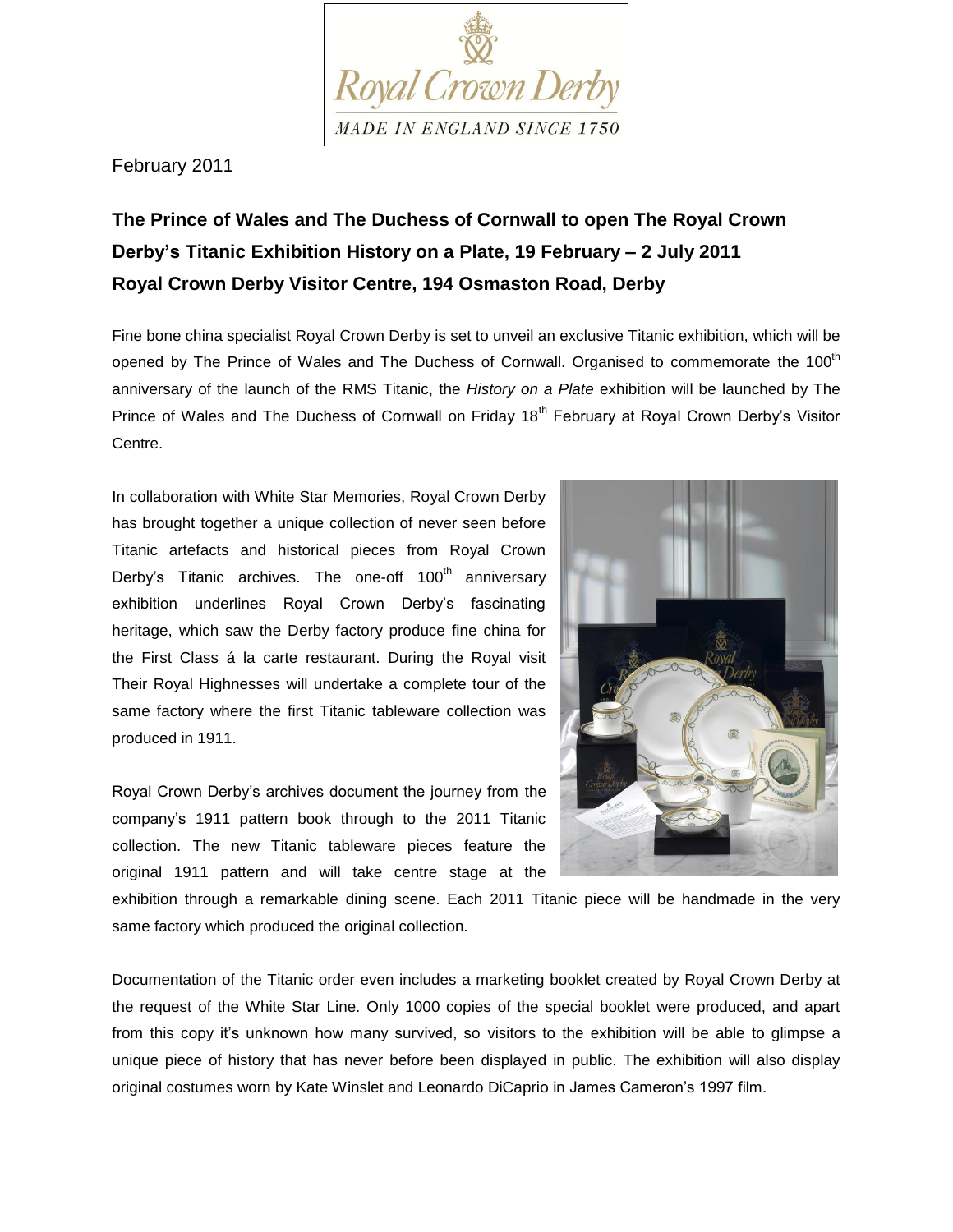Royal Crown Derby

MADE IN ENGLAND SINCE 1750

February 2011

**The Prince of Wales and The Duchess of Cornwall to open The Royal Crown Derby's Titanic Exhibition History on a Plate, 19 February – 2 July 2011**
**Royal Crown Derby Visitor Centre, 194 Osmaston Road, Derby**

Fine bone china specialist Royal Crown Derby is set to unveil an exclusive Titanic exhibition, which will be opened by The Prince of Wales and The Duchess of Cornwall. Organised to commemorate the 100th anniversary of the launch of the RMS Titanic, the *History on a Plate* exhibition will be launched by The Prince of Wales and The Duchess of Cornwall on Friday 18th February at Royal Crown Derby's Visitor Centre.

In collaboration with White Star Memories, Royal Crown Derby has brought together a unique collection of never seen before Titanic artefacts and historical pieces from Royal Crown Derby's Titanic archives. The one-off 100th anniversary exhibition underlines Royal Crown Derby's fascinating heritage, which saw the Derby factory produce fine china for the First Class á la carte restaurant. During the Royal visit Their Royal Highnesses will undertake a complete tour of the same factory where the first Titanic tableware collection was produced in 1911.

Royal Crown Derby's archives document the journey from the company's 1911 pattern book through to the 2011 Titanic collection. The new Titanic tableware pieces feature the original 1911 pattern and will take centre stage at the exhibition through a remarkable dining scene. Each 2011 Titanic piece will be handmade in the very same factory which produced the original collection.

Documentation of the Titanic order even includes a marketing booklet created by Royal Crown Derby at the request of the White Star Line. Only 1000 copies of the special booklet were produced, and apart from this copy it's unknown how many survived, so visitors to the exhibition will be able to glimpse a unique piece of history that has never before been displayed in public. The exhibition will also display original costumes worn by Kate Winslet and Leonardo DiCaprio in James Cameron's 1997 film.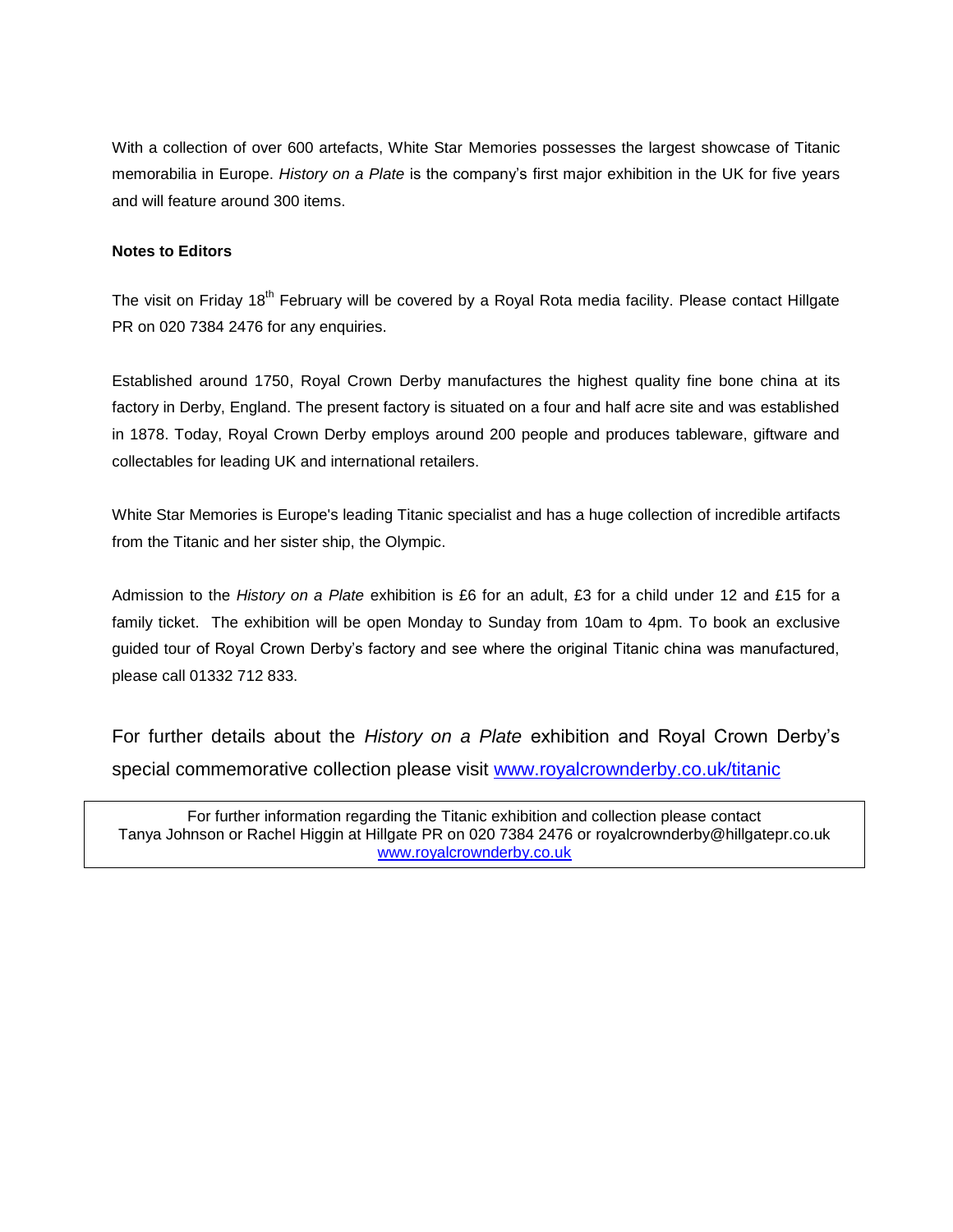With a collection of over 600 artefacts, White Star Memories possesses the largest showcase of Titanic memorabilia in Europe. *History on a Plate* is the company's first major exhibition in the UK for five years and will feature around 300 items.

**Notes to Editors**

The visit on Friday 18th February will be covered by a Royal Rota media facility. Please contact Hillgate PR on 020 7384 2476 for any enquiries.

Established around 1750, Royal Crown Derby manufactures the highest quality fine bone china at its factory in Derby, England. The present factory is situated on a four and half acre site and was established in 1878. Today, Royal Crown Derby employs around 200 people and produces tableware, giftware and collectables for leading UK and international retailers.

White Star Memories is Europe's leading Titanic specialist and has a huge collection of incredible artifacts from the Titanic and her sister ship, the Olympic.

Admission to the *History on a Plate* exhibition is £6 for an adult, £3 for a child under 12 and £15 for a family ticket. The exhibition will be open Monday to Sunday from 10am to 4pm. To book an exclusive guided tour of Royal Crown Derby's factory and see where the original Titanic china was manufactured, please call 01332 712 833.

For further details about the *History on a Plate* exhibition and Royal Crown Derby's special commemorative collection please visit [www.royalcrownderby.co.uk/titanic](http://www.royalcrownderby.co.uk/titanic)

For further information regarding the Titanic exhibition and collection please contact
Tanya Johnson or Rachel Higgin at Hillgate PR on 020 7384 2476 or royalcrownderby@hillgatepr.co.uk
[www.royalcrownderby.co.uk](http://www.royalcrownderby.co.uk)